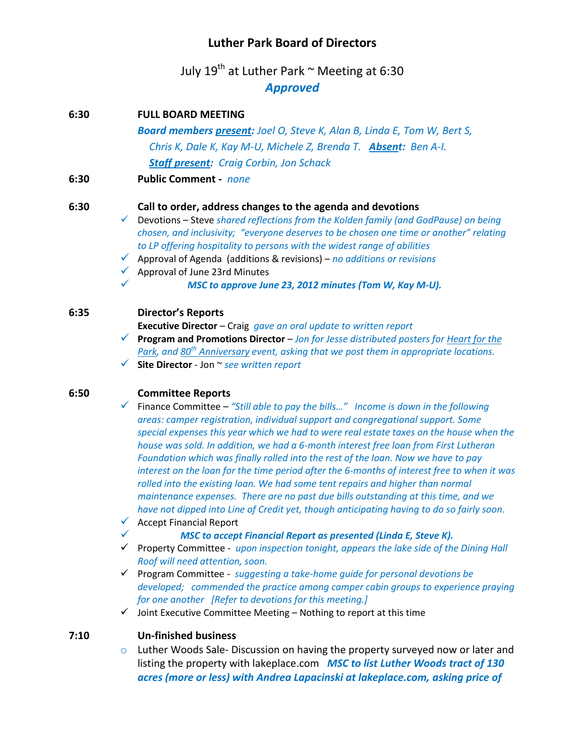# Luther Park Board of Directors

July 19th at Luther Park ~ Meeting at 6:30

***Approved***

**6:30 FULL BOARD MEETING**

***Board members present:*** *Joel O, Steve K, Alan B, Linda E, Tom W, Bert S, Chris K, Dale K, Kay M-U, Michele Z, Brenda T.* ***Absent:*** *Ben A-I.*

***Staff present:*** *Craig Corbin, Jon Schack*

**6:30 Public Comment -** *none*

**6:30 Call to order, address changes to the agenda and devotions**

- ✓ Devotions – Steve *shared reflections from the Kolden family (and GodPause) on being chosen, and inclusivity; "everyone deserves to be chosen one time or another" relating to LP offering hospitality to persons with the widest range of abilities*
- ✓ Approval of Agenda (additions & revisions) – *no additions or revisions*
- ✓ Approval of June 23rd Minutes
- ✓ ***MSC to approve June 23, 2012 minutes (Tom W, Kay M-U).***

**6:35 Director's Reports**

**Executive Director** – Craig *gave an oral update to written report*

- ✓ **Program and Promotions Director** – *Jon for Jesse distributed posters for Heart for the Park, and 80th Anniversary event, asking that we post them in appropriate locations.*
- ✓ **Site Director** - Jon ~ *see written report*

**6:50 Committee Reports**

- ✓ Finance Committee – *"Still able to pay the bills…" Income is down in the following areas: camper registration, individual support and congregational support. Some special expenses this year which we had to were real estate taxes on the house when the house was sold. In addition, we had a 6-month interest free loan from First Lutheran Foundation which was finally rolled into the rest of the loan. Now we have to pay interest on the loan for the time period after the 6-months of interest free to when it was rolled into the existing loan. We had some tent repairs and higher than normal maintenance expenses. There are no past due bills outstanding at this time, and we have not dipped into Line of Credit yet, though anticipating having to do so fairly soon.*
- ✓ Accept Financial Report
- ✓ ***MSC to accept Financial Report as presented (Linda E, Steve K).***
- ✓ Property Committee - *upon inspection tonight, appears the lake side of the Dining Hall Roof will need attention, soon.*
- ✓ Program Committee - *suggesting a take-home guide for personal devotions be developed; commended the practice among camper cabin groups to experience praying for one another [Refer to devotions for this meeting.]*
- ✓ Joint Executive Committee Meeting – Nothing to report at this time

**7:10 Un-finished business**

- Luther Woods Sale- Discussion on having the property surveyed now or later and listing the property with lakeplace.com ***MSC to list Luther Woods tract of 130 acres (more or less) with Andrea Lapacinski at lakeplace.com, asking price of***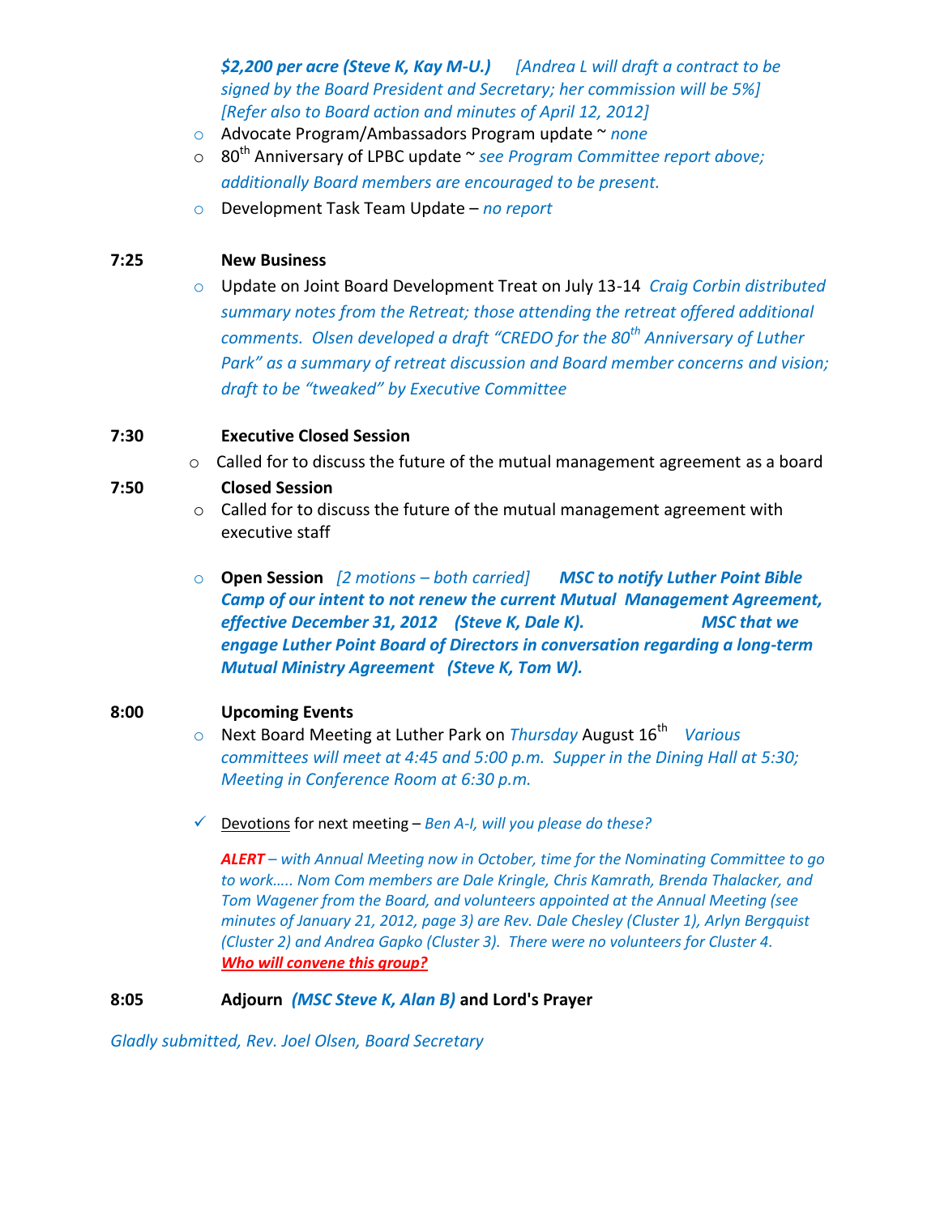*$2,200 per acre (Steve K, Kay M-U.)* *[Andrea L will draft a contract to be signed by the Board President and Secretary; her commission will be 5%] [Refer also to Board action and minutes of April 12, 2012]*

- Advocate Program/Ambassadors Program update ~ *none*
- 80th Anniversary of LPBC update ~ *see Program Committee report above; additionally Board members are encouraged to be present.*
- Development Task Team Update – *no report*

**7:25** **New Business**

- Update on Joint Board Development Treat on July 13-14 *Craig Corbin distributed summary notes from the Retreat; those attending the retreat offered additional comments. Olsen developed a draft "CREDO for the 80th Anniversary of Luther Park" as a summary of retreat discussion and Board member concerns and vision; draft to be "tweaked" by Executive Committee*

**7:30** **Executive Closed Session**

- Called for to discuss the future of the mutual management agreement as a board

**7:50** **Closed Session**

- Called for to discuss the future of the mutual management agreement with executive staff
- **Open Session** *[2 motions – both carried]* ***MSC to notify Luther Point Bible Camp of our intent to not renew the current Mutual Management Agreement, effective December 31, 2012 (Steve K, Dale K).*** ***MSC that we engage Luther Point Board of Directors in conversation regarding a long-term Mutual Ministry Agreement (Steve K, Tom W).***

**8:00** **Upcoming Events**

- Next Board Meeting at Luther Park on *Thursday* August 16th *Various committees will meet at 4:45 and 5:00 p.m. Supper in the Dining Hall at 5:30; Meeting in Conference Room at 6:30 p.m.*
- ✓ Devotions for next meeting – *Ben A-I, will you please do these?*

  ***ALERT*** *– with Annual Meeting now in October, time for the Nominating Committee to go to work….. Nom Com members are Dale Kringle, Chris Kamrath, Brenda Thalacker, and Tom Wagener from the Board, and volunteers appointed at the Annual Meeting (see minutes of January 21, 2012, page 3) are Rev. Dale Chesley (Cluster 1), Arlyn Bergquist (Cluster 2) and Andrea Gapko (Cluster 3). There were no volunteers for Cluster 4.*
  ***Who will convene this group?***

**8:05** **Adjourn** ***(MSC Steve K, Alan B)*** **and Lord's Prayer**

*Gladly submitted, Rev. Joel Olsen, Board Secretary*